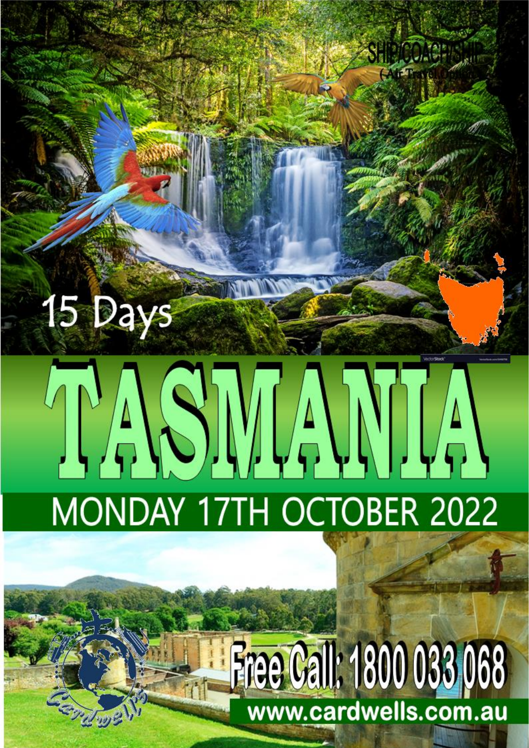SHIP/COACH/SHIP
(Air Travel Option)

15 Days

# TASMANIA

## MONDAY 17TH OCTOBER 2022

Free Call: 1800 033 068

www.cardwells.com.au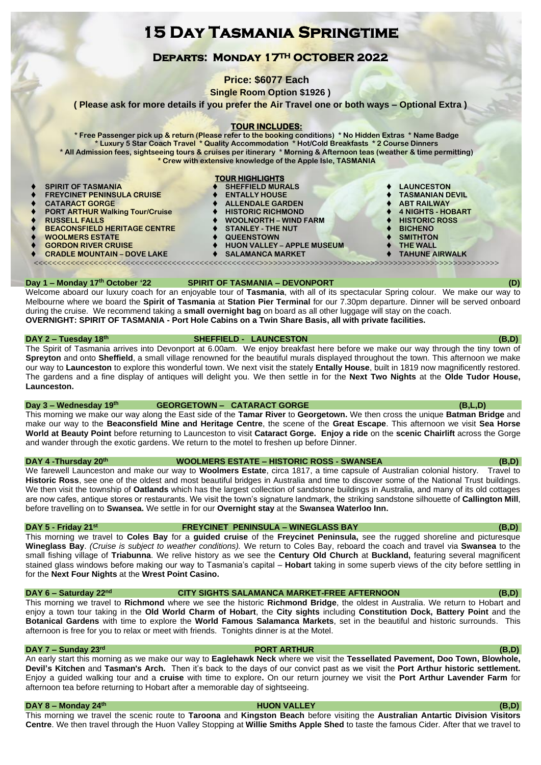# 15 Day Tasmania Springtime

## Departs: Monday 17TH OCTOBER 2022

**Price: $6077 Each**

**Single Room Option $1926 )**

**( Please ask for more details if you prefer the Air Travel one or both ways – Optional Extra )**

### TOUR INCLUDES:

**\* Free Passenger pick up & return (Please refer to the booking conditions) \* No Hidden Extras \* Name Badge**
**\* Luxury 5 Star Coach Travel \* Quality Accommodation \* Hot/Cold Breakfasts \* 2 Course Dinners**
**\* All Admission fees, sightseeing tours & cruises per itinerary \* Morning & Afternoon teas (weather & time permitting)**
**\* Crew with extensive knowledge of the Apple Isle, TASMANIA**

### TOUR HIGHLIGHTS

- **SPIRIT OF TASMANIA**
- **FREYCINET PENINSULA CRUISE**
- **CATARACT GORGE**
- **PORT ARTHUR Walking Tour/Cruise**
- **RUSSELL FALLS**
- **BEACONSFIELD HERITAGE CENTRE**
- **WOOLMERS ESTATE**
- **GORDON RIVER CRUISE**
- **CRADLE MOUNTAIN – DOVE LAKE**
- **SHEFFIELD MURALS**
- **ENTALLY HOUSE**
- **ALLENDALE GARDEN**
- **HISTORIC RICHMOND**
- **WOOLNORTH – WIND FARM**
- **STANLEY - THE NUT**
- **QUEENSTOWN**
- **HUON VALLEY – APPLE MUSEUM**
- **SALAMANCA MARKET**
- **LAUNCESTON**
- **TASMANIAN DEVIL**
- **ABT RAILWAY**
- **4 NIGHTS - HOBART**
- **HISTORIC ROSS**
- **BICHENO**
- **SMITHTON**
- **THE WALL**
- **TAHUNE AIRWALK**

**Day 1 – Monday 17th October '22 — SPIRIT OF TASMANIA – DEVONPORT (D)**

Welcome aboard our luxury coach for an enjoyable tour of **Tasmania**, with all of its spectacular Spring colour. We make our way to Melbourne where we board the **Spirit of Tasmania** at **Station Pier Terminal** for our 7.30pm departure. Dinner will be served onboard during the cruise. We recommend taking a **small overnight bag** on board as all other luggage will stay on the coach.
**OVERNIGHT: SPIRIT OF TASMANIA - Port Hole Cabins on a Twin Share Basis, all with private facilities.**

**DAY 2 – Tuesday 18th — SHEFFIELD - LAUNCESTON (B,D)**

The Spirit of Tasmania arrives into Devonport at 6.00am. We enjoy breakfast here before we make our way through the tiny town of **Spreyton** and onto **Sheffield**, a small village renowned for the beautiful murals displayed throughout the town. This afternoon we make our way to **Launceston** to explore this wonderful town. We next visit the stately **Entally House**, built in 1819 now magnificently restored. The gardens and a fine display of antiques will delight you. We then settle in for the **Next Two Nights** at the **Olde Tudor House, Launceston.**

**Day 3 – Wednesday 19th — GEORGETOWN – CATARACT GORGE (B,L,D)**

This morning we make our way along the East side of the **Tamar River** to **Georgetown.** We then cross the unique **Batman Bridge** and make our way to the **Beaconsfield Mine and Heritage Centre**, the scene of the **Great Escape**. This afternoon we visit **Sea Horse World at Beauty Point** before returning to Launceston to visit **Cataract Gorge. Enjoy a ride** on the **scenic Chairlift** across the Gorge and wander through the exotic gardens. We return to the motel to freshen up before Dinner.

**DAY 4 -Thursday 20th — WOOLMERS ESTATE – HISTORIC ROSS - SWANSEA (B,D)**

We farewell Launceston and make our way to **Woolmers Estate**, circa 1817, a time capsule of Australian colonial history. Travel to **Historic Ross**, see one of the oldest and most beautiful bridges in Australia and time to discover some of the National Trust buildings. We then visit the township of **Oatlands** which has the largest collection of sandstone buildings in Australia, and many of its old cottages are now cafes, antique stores or restaurants. We visit the town's signature landmark, the striking sandstone silhouette of **Callington Mill**, before travelling on to **Swansea.** We settle in for our **Overnight stay** at the **Swansea Waterloo Inn.**

**DAY 5 - Friday 21st — FREYCINET PENINSULA – WINEGLASS BAY (B,D)**

This morning we travel to **Coles Bay** for a **guided cruise** of the **Freycinet Peninsula,** see the rugged shoreline and picturesque **Wineglass Bay**. *(Cruise is subject to weather conditions).* We return to Coles Bay, reboard the coach and travel via **Swansea** to the small fishing village of **Triabunna**. We relive history as we see the **Century Old Church** at **Buckland,** featuring several magnificent stained glass windows before making our way to Tasmania's capital – **Hobart** taking in some superb views of the city before settling in for the **Next Four Nights** at the **Wrest Point Casino.**

**DAY 6 – Saturday 22nd — CITY SIGHTS SALAMANCA MARKET-FREE AFTERNOON (B,D)**

This morning we travel to **Richmond** where we see the historic **Richmond Bridge**, the oldest in Australia. We return to Hobart and enjoy a town tour taking in the **Old World Charm of Hobart**, the **City sights** including **Constitution Dock, Battery Point** and the **Botanical Gardens** with time to explore the **World Famous Salamanca Markets**, set in the beautiful and historic surrounds. This afternoon is free for you to relax or meet with friends. Tonights dinner is at the Motel.

**DAY 7 – Sunday 23rd — PORT ARTHUR (B,D)**

An early start this morning as we make our way to **Eaglehawk Neck** where we visit the **Tessellated Pavement, Doo Town, Blowhole, Devil's Kitchen** and **Tasman's Arch.** Then it's back to the days of our convict past as we visit the **Port Arthur historic settlement.** Enjoy a guided walking tour and a **cruise** with time to explore**.** On our return journey we visit the **Port Arthur Lavender Farm** for afternoon tea before returning to Hobart after a memorable day of sightseeing.

**DAY 8 – Monday 24th — HUON VALLEY (B,D)**

This morning we travel the scenic route to **Taroona** and **Kingston Beach** before visiting the **Australian Antartic Division Visitors Centre**. We then travel through the Huon Valley Stopping at **Willie Smiths Apple Shed** to taste the famous Cider. After that we travel to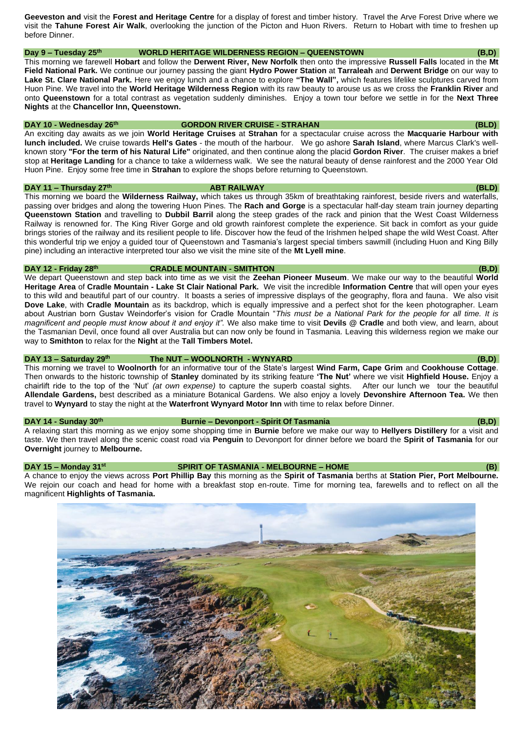**Geeveston and** visit the **Forest and Heritage Centre** for a display of forest and timber history. Travel the Arve Forest Drive where we visit the **Tahune Forest Air Walk**, overlooking the junction of the Picton and Huon Rivers. Return to Hobart with time to freshen up before Dinner.

## Day 9 – Tuesday 25th WORLD HERITAGE WILDERNESS REGION – QUEENSTOWN (B,D)

This morning we farewell **Hobart** and follow the **Derwent River, New Norfolk** then onto the impressive **Russell Falls** located in the **Mt Field National Park.** We continue our journey passing the giant **Hydro Power Station** at **Tarraleah** and **Derwent Bridge** on our way to **Lake St. Clare National Park.** Here we enjoy lunch and a chance to explore **"The Wall",** which features lifelike sculptures carved from Huon Pine. We travel into the **World Heritage Wilderness Region** with its raw beauty to arouse us as we cross the **Franklin River** and onto **Queenstown** for a total contrast as vegetation suddenly diminishes. Enjoy a town tour before we settle in for the **Next Three Nights** at the **Chancellor Inn, Queenstown.**

## DAY 10 - Wednesday 26th GORDON RIVER CRUISE - STRAHAN (BLD)

An exciting day awaits as we join **World Heritage Cruises** at **Strahan** for a spectacular cruise across the **Macquarie Harbour with lunch included.** We cruise towards **Hell's Gates** - the mouth of the harbour. We go ashore **Sarah Island**, where Marcus Clark's well-known story **"For the term of his Natural Life"** originated, and then continue along the placid **Gordon River**. The cruiser makes a brief stop at **Heritage Landing** for a chance to take a wilderness walk. We see the natural beauty of dense rainforest and the 2000 Year Old Huon Pine. Enjoy some free time in **Strahan** to explore the shops before returning to Queenstown.

## DAY 11 – Thursday 27th ABT RAILWAY (BLD)

This morning we board the **Wilderness Railway,** which takes us through 35km of breathtaking rainforest, beside rivers and waterfalls, passing over bridges and along the towering Huon Pines. The **Rach and Gorge** is a spectacular half-day steam train journey departing **Queenstown Station** and travelling to **Dubbil Barril** along the steep grades of the rack and pinion that the West Coast Wilderness Railway is renowned for. The King River Gorge and old growth rainforest complete the experience. Sit back in comfort as your guide brings stories of the railway and its resilient people to life. Discover how the feud of the Irishmen helped shape the wild West Coast. After this wonderful trip we enjoy a guided tour of Queenstown and Tasmania's largest special timbers sawmill (including Huon and King Billy pine) including an interactive interpreted tour also we visit the mine site of the **Mt Lyell mine**.

## DAY 12 - Friday 28th CRADLE MOUNTAIN - SMITHTON (B,D)

We depart Queenstown and step back into time as we visit the **Zeehan Pioneer Museum**. We make our way to the beautiful **World Heritage Area** of **Cradle Mountain - Lake St Clair National Park.** We visit the incredible **Information Centre** that will open your eyes to this wild and beautiful part of our country. It boasts a series of impressive displays of the geography, flora and fauna. We also visit **Dove Lake**, with **Cradle Mountain** as its backdrop, which is equally impressive and a perfect shot for the keen photographer. Learn about Austrian born Gustav Weindorfer's vision for Cradle Mountain "*This must be a National Park for the people for all time. It is magnificent and people must know about it and enjoy it".* We also make time to visit **Devils @ Cradle** and both view, and learn, about the Tasmanian Devil, once found all over Australia but can now only be found in Tasmania. Leaving this wilderness region we make our way to **Smithton** to relax for the **Night** at the **Tall Timbers Motel.**

## DAY 13 – Saturday 29th The NUT – WOOLNORTH - WYNYARD (B,D)

This morning we travel to **Woolnorth** for an informative tour of the State's largest **Wind Farm, Cape Grim** and **Cookhouse Cottage**. Then onwards to the historic township of **Stanley** dominated by its striking feature **'The Nut'** where we visit **Highfield House.** Enjoy a chairlift ride to the top of the 'Nut' *(at own expense)* to capture the superb coastal sights. After our lunch we tour the beautiful **Allendale Gardens,** best described as a miniature Botanical Gardens. We also enjoy a lovely **Devonshire Afternoon Tea.** We then travel to **Wynyard** to stay the night at the **Waterfront Wynyard Motor Inn** with time to relax before Dinner.

## DAY 14 - Sunday 30th Burnie – Devonport - Spirit Of Tasmania (B,D)

A relaxing start this morning as we enjoy some shopping time in **Burnie** before we make our way to **Hellyers Distillery** for a visit and taste. We then travel along the scenic coast road via **Penguin** to Devonport for dinner before we board the **Spirit of Tasmania** for our **Overnight** journey to **Melbourne.**

## DAY 15 – Monday 31st SPIRIT OF TASMANIA - MELBOURNE – HOME (B)

A chance to enjoy the views across **Port Phillip Bay** this morning as the **Spirit of Tasmania** berths at **Station Pier, Port Melbourne.** We rejoin our coach and head for home with a breakfast stop en-route. Time for morning tea, farewells and to reflect on all the magnificent **Highlights of Tasmania.**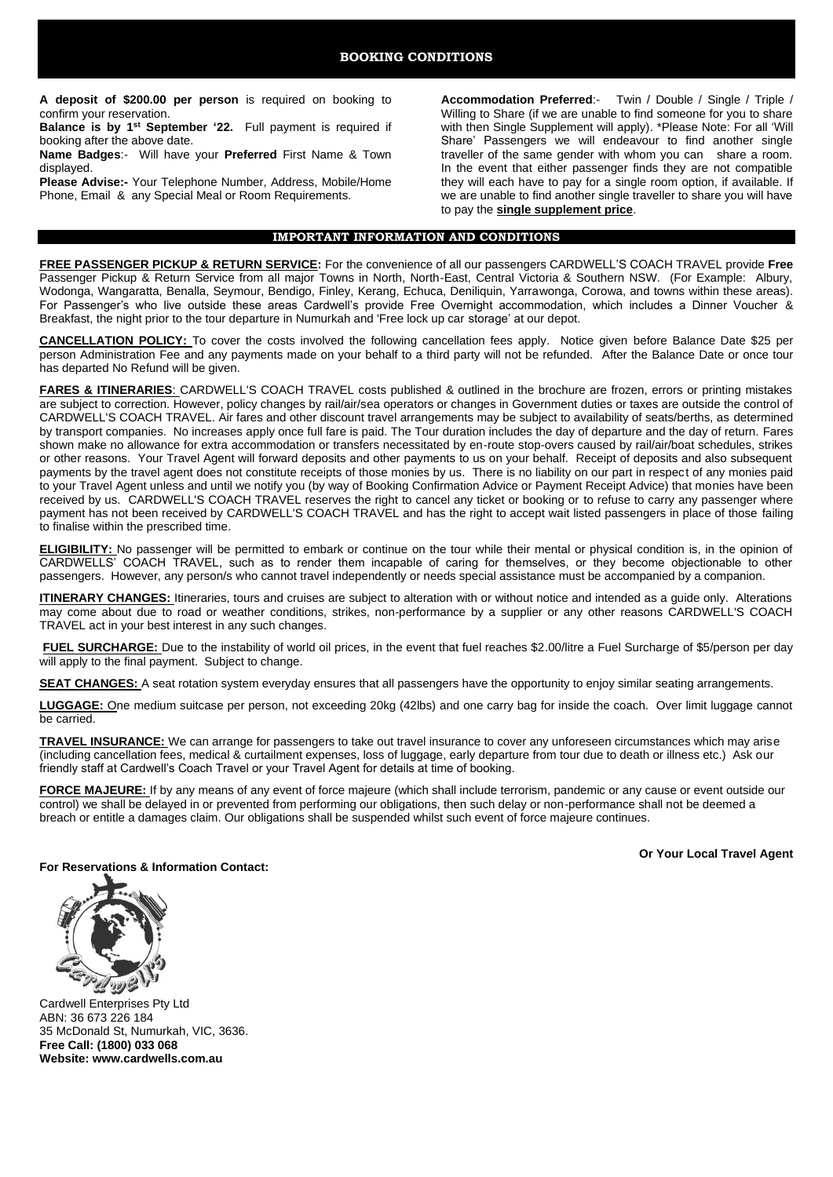## BOOKING CONDITIONS

**A deposit of $200.00 per person** is required on booking to confirm your reservation.
**Balance is by 1st September '22.** Full payment is required if booking after the above date.
**Name Badges**:- Will have your **Preferred** First Name & Town displayed.
**Please Advise:-** Your Telephone Number, Address, Mobile/Home Phone, Email & any Special Meal or Room Requirements.

**Accommodation Preferred**:- Twin / Double / Single / Triple / Willing to Share (if we are unable to find someone for you to share with then Single Supplement will apply). *Please Note: For all 'Will Share' Passengers we will endeavour to find another single traveller of the same gender with whom you can share a room. In the event that either passenger finds they are not compatible they will each have to pay for a single room option, if available. If we are unable to find another single traveller to share you will have to pay the **single supplement price**.

## IMPORTANT INFORMATION AND CONDITIONS

**FREE PASSENGER PICKUP & RETURN SERVICE:** For the convenience of all our passengers CARDWELL'S COACH TRAVEL provide **Free** Passenger Pickup & Return Service from all major Towns in North, North-East, Central Victoria & Southern NSW. (For Example: Albury, Wodonga, Wangaratta, Benalla, Seymour, Bendigo, Finley, Kerang, Echuca, Deniliquin, Yarrawonga, Corowa, and towns within these areas). For Passenger's who live outside these areas Cardwell's provide Free Overnight accommodation, which includes a Dinner Voucher & Breakfast, the night prior to the tour departure in Numurkah and 'Free lock up car storage' at our depot.

**CANCELLATION POLICY:** To cover the costs involved the following cancellation fees apply. Notice given before Balance Date $25 per person Administration Fee and any payments made on your behalf to a third party will not be refunded. After the Balance Date or once tour has departed No Refund will be given.

**FARES & ITINERARIES**: CARDWELL'S COACH TRAVEL costs published & outlined in the brochure are frozen, errors or printing mistakes are subject to correction. However, policy changes by rail/air/sea operators or changes in Government duties or taxes are outside the control of CARDWELL'S COACH TRAVEL. Air fares and other discount travel arrangements may be subject to availability of seats/berths, as determined by transport companies. No increases apply once full fare is paid. The Tour duration includes the day of departure and the day of return. Fares shown make no allowance for extra accommodation or transfers necessitated by en-route stop-overs caused by rail/air/boat schedules, strikes or other reasons. Your Travel Agent will forward deposits and other payments to us on your behalf. Receipt of deposits and also subsequent payments by the travel agent does not constitute receipts of those monies by us. There is no liability on our part in respect of any monies paid to your Travel Agent unless and until we notify you (by way of Booking Confirmation Advice or Payment Receipt Advice) that monies have been received by us. CARDWELL'S COACH TRAVEL reserves the right to cancel any ticket or booking or to refuse to carry any passenger where payment has not been received by CARDWELL'S COACH TRAVEL and has the right to accept wait listed passengers in place of those failing to finalise within the prescribed time.

**ELIGIBILITY:** No passenger will be permitted to embark or continue on the tour while their mental or physical condition is, in the opinion of CARDWELLS' COACH TRAVEL, such as to render them incapable of caring for themselves, or they become objectionable to other passengers. However, any person/s who cannot travel independently or needs special assistance must be accompanied by a companion.

**ITINERARY CHANGES:** Itineraries, tours and cruises are subject to alteration with or without notice and intended as a guide only. Alterations may come about due to road or weather conditions, strikes, non-performance by a supplier or any other reasons CARDWELL'S COACH TRAVEL act in your best interest in any such changes.

**FUEL SURCHARGE:** Due to the instability of world oil prices, in the event that fuel reaches $2.00/litre a Fuel Surcharge of $5/person per day will apply to the final payment. Subject to change.

**SEAT CHANGES:** A seat rotation system everyday ensures that all passengers have the opportunity to enjoy similar seating arrangements.

**LUGGAGE:** One medium suitcase per person, not exceeding 20kg (42lbs) and one carry bag for inside the coach. Over limit luggage cannot be carried.

**TRAVEL INSURANCE:** We can arrange for passengers to take out travel insurance to cover any unforeseen circumstances which may arise (including cancellation fees, medical & curtailment expenses, loss of luggage, early departure from tour due to death or illness etc.) Ask our friendly staff at Cardwell's Coach Travel or your Travel Agent for details at time of booking.

**FORCE MAJEURE:** If by any means of any event of force majeure (which shall include terrorism, pandemic or any cause or event outside our control) we shall be delayed in or prevented from performing our obligations, then such delay or non-performance shall not be deemed a breach or entitle a damages claim. Our obligations shall be suspended whilst such event of force majeure continues.

**For Reservations & Information Contact:**

**Or Your Local Travel Agent**

Cardwell Enterprises Pty Ltd
ABN: 36 673 226 184
35 McDonald St, Numurkah, VIC, 3636.
**Free Call: (1800) 033 068**
**Website: www.cardwells.com.au**